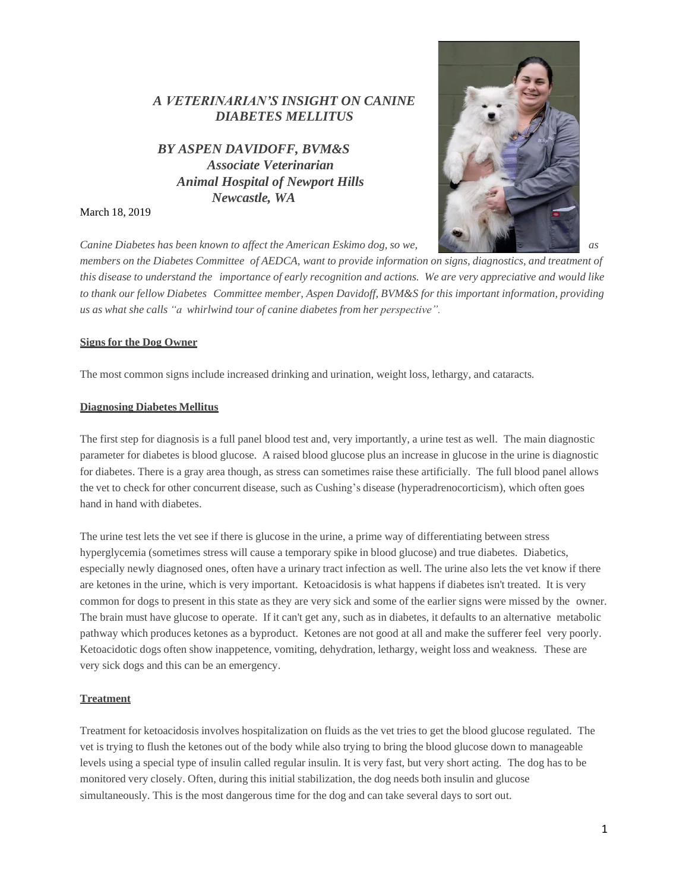# *A VETERINARIAN'S INSIGHT ON CANINE DIABETES MELLITUS*

***BY ASPEN DAVIDOFF, BVM&S***
***Associate Veterinarian***
***Animal Hospital of Newport Hills***
***Newcastle, WA***

March 18, 2019

*Canine Diabetes has been known to affect the American Eskimo dog, so we, as members on the Diabetes Committee of AEDCA, want to provide information on signs, diagnostics, and treatment of this disease to understand the importance of early recognition and actions. We are very appreciative and would like to thank our fellow Diabetes Committee member, Aspen Davidoff, BVM&S for this important information, providing us as what she calls "a whirlwind tour of canine diabetes from her perspective".*

**Signs for the Dog Owner**

The most common signs include increased drinking and urination, weight loss, lethargy, and cataracts.

**Diagnosing Diabetes Mellitus**

The first step for diagnosis is a full panel blood test and, very importantly, a urine test as well. The main diagnostic parameter for diabetes is blood glucose. A raised blood glucose plus an increase in glucose in the urine is diagnostic for diabetes. There is a gray area though, as stress can sometimes raise these artificially. The full blood panel allows the vet to check for other concurrent disease, such as Cushing's disease (hyperadrenocorticism), which often goes hand in hand with diabetes.

The urine test lets the vet see if there is glucose in the urine, a prime way of differentiating between stress hyperglycemia (sometimes stress will cause a temporary spike in blood glucose) and true diabetes. Diabetics, especially newly diagnosed ones, often have a urinary tract infection as well. The urine also lets the vet know if there are ketones in the urine, which is very important. Ketoacidosis is what happens if diabetes isn't treated. It is very common for dogs to present in this state as they are very sick and some of the earlier signs were missed by the owner. The brain must have glucose to operate. If it can't get any, such as in diabetes, it defaults to an alternative metabolic pathway which produces ketones as a byproduct. Ketones are not good at all and make the sufferer feel very poorly. Ketoacidotic dogs often show inappetence, vomiting, dehydration, lethargy, weight loss and weakness. These are very sick dogs and this can be an emergency.

**Treatment**

Treatment for ketoacidosis involves hospitalization on fluids as the vet tries to get the blood glucose regulated. The vet is trying to flush the ketones out of the body while also trying to bring the blood glucose down to manageable levels using a special type of insulin called regular insulin. It is very fast, but very short acting. The dog has to be monitored very closely. Often, during this initial stabilization, the dog needs both insulin and glucose simultaneously. This is the most dangerous time for the dog and can take several days to sort out.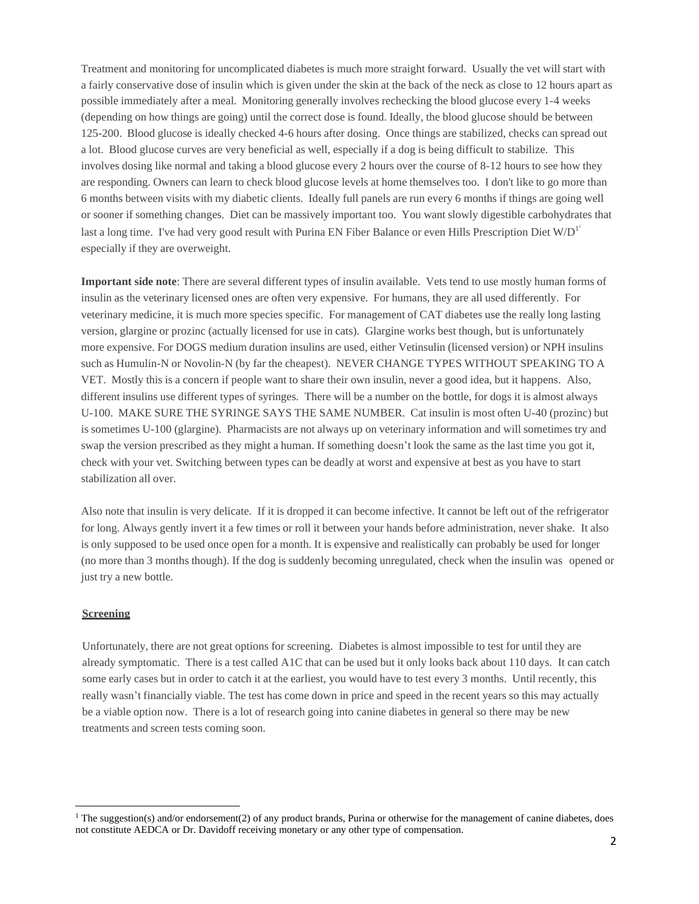Treatment and monitoring for uncomplicated diabetes is much more straight forward. Usually the vet will start with a fairly conservative dose of insulin which is given under the skin at the back of the neck as close to 12 hours apart as possible immediately after a meal. Monitoring generally involves rechecking the blood glucose every 1-4 weeks (depending on how things are going) until the correct dose is found. Ideally, the blood glucose should be between 125-200. Blood glucose is ideally checked 4-6 hours after dosing. Once things are stabilized, checks can spread out a lot. Blood glucose curves are very beneficial as well, especially if a dog is being difficult to stabilize. This involves dosing like normal and taking a blood glucose every 2 hours over the course of 8-12 hours to see how they are responding. Owners can learn to check blood glucose levels at home themselves too. I don't like to go more than 6 months between visits with my diabetic clients. Ideally full panels are run every 6 months if things are going well or sooner if something changes. Diet can be massively important too. You want slowly digestible carbohydrates that last a long time. I've had very good result with Purina EN Fiber Balance or even Hills Prescription Diet W/D[1] especially if they are overweight.

**Important side note**: There are several different types of insulin available. Vets tend to use mostly human forms of insulin as the veterinary licensed ones are often very expensive. For humans, they are all used differently. For veterinary medicine, it is much more species specific. For management of CAT diabetes use the really long lasting version, glargine or prozinc (actually licensed for use in cats). Glargine works best though, but is unfortunately more expensive. For DOGS medium duration insulins are used, either Vetinsulin (licensed version) or NPH insulins such as Humulin-N or Novolin-N (by far the cheapest). NEVER CHANGE TYPES WITHOUT SPEAKING TO A VET. Mostly this is a concern if people want to share their own insulin, never a good idea, but it happens. Also, different insulins use different types of syringes. There will be a number on the bottle, for dogs it is almost always U-100. MAKE SURE THE SYRINGE SAYS THE SAME NUMBER. Cat insulin is most often U-40 (prozinc) but is sometimes U-100 (glargine). Pharmacists are not always up on veterinary information and will sometimes try and swap the version prescribed as they might a human. If something doesn't look the same as the last time you got it, check with your vet. Switching between types can be deadly at worst and expensive at best as you have to start stabilization all over.

Also note that insulin is very delicate. If it is dropped it can become infective. It cannot be left out of the refrigerator for long. Always gently invert it a few times or roll it between your hands before administration, never shake. It also is only supposed to be used once open for a month. It is expensive and realistically can probably be used for longer (no more than 3 months though). If the dog is suddenly becoming unregulated, check when the insulin was opened or just try a new bottle.

**Screening**

Unfortunately, there are not great options for screening. Diabetes is almost impossible to test for until they are already symptomatic. There is a test called A1C that can be used but it only looks back about 110 days. It can catch some early cases but in order to catch it at the earliest, you would have to test every 3 months. Until recently, this really wasn't financially viable. The test has come down in price and speed in the recent years so this may actually be a viable option now. There is a lot of research going into canine diabetes in general so there may be new treatments and screen tests coming soon.

---

[1] The suggestion(s) and/or endorsement(2) of any product brands, Purina or otherwise for the management of canine diabetes, does not constitute AEDCA or Dr. Davidoff receiving monetary or any other type of compensation.